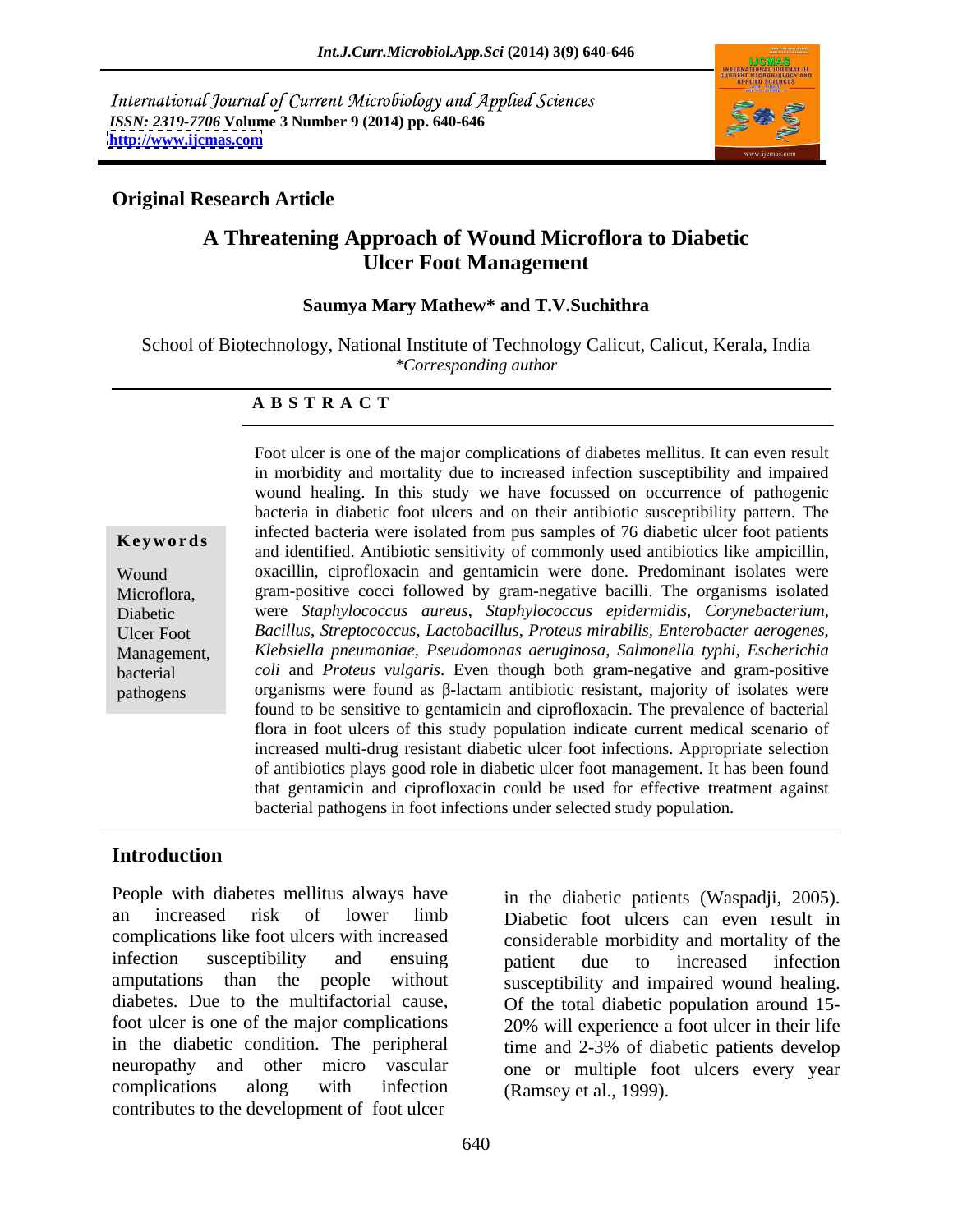International Journal of Current Microbiology and Applied Sciences
*ISSN: 2319-7706* **Volume 3 Number 9 (2014) pp. 640-646**
**http://www.ijcmas.com**

**Original Research Article**

# A Threatening Approach of Wound Microflora to Diabetic Ulcer Foot Management

**Saumya Mary Mathew* and T.V.Suchithra**

School of Biotechnology, National Institute of Technology Calicut, Calicut, Kerala, India
*\*Corresponding author*

## A B S T R A C T

**Keywords**

Wound Microflora, Diabetic Ulcer Foot Management, bacterial pathogens

Foot ulcer is one of the major complications of diabetes mellitus. It can even result in morbidity and mortality due to increased infection susceptibility and impaired wound healing. In this study we have focussed on occurrence of pathogenic bacteria in diabetic foot ulcers and on their antibiotic susceptibility pattern. The infected bacteria were isolated from pus samples of 76 diabetic ulcer foot patients and identified. Antibiotic sensitivity of commonly used antibiotics like ampicillin, oxacillin, ciprofloxacin and gentamicin were done. Predominant isolates were gram-positive cocci followed by gram-negative bacilli. The organisms isolated were *Staphylococcus aureus*, *Staphylococcus epidermidis, Corynebacterium, Bacillus*, *Streptococcus*, *Lactobacillus*, *Proteus mirabilis*, *Enterobacter aerogenes*, *Klebsiella pneumoniae*, *Pseudomonas aeruginosa*, *Salmonella typhi*, *Escherichia coli* and *Proteus vulgaris*. Even though both gram-negative and gram-positive organisms were found as β-lactam antibiotic resistant, majority of isolates were found to be sensitive to gentamicin and ciprofloxacin. The prevalence of bacterial flora in foot ulcers of this study population indicate current medical scenario of increased multi-drug resistant diabetic ulcer foot infections. Appropriate selection of antibiotics plays good role in diabetic ulcer foot management. It has been found that gentamicin and ciprofloxacin could be used for effective treatment against bacterial pathogens in foot infections under selected study population.

## Introduction

People with diabetes mellitus always have an increased risk of lower limb complications like foot ulcers with increased infection susceptibility and ensuing amputations than the people without diabetes. Due to the multifactorial cause, foot ulcer is one of the major complications in the diabetic condition. The peripheral neuropathy and other micro vascular complications along with infection contributes to the development of foot ulcer in the diabetic patients (Waspadji, 2005). Diabetic foot ulcers can even result in considerable morbidity and mortality of the patient due to increased infection susceptibility and impaired wound healing. Of the total diabetic population around 15-20% will experience a foot ulcer in their life time and 2-3% of diabetic patients develop one or multiple foot ulcers every year (Ramsey et al., 1999).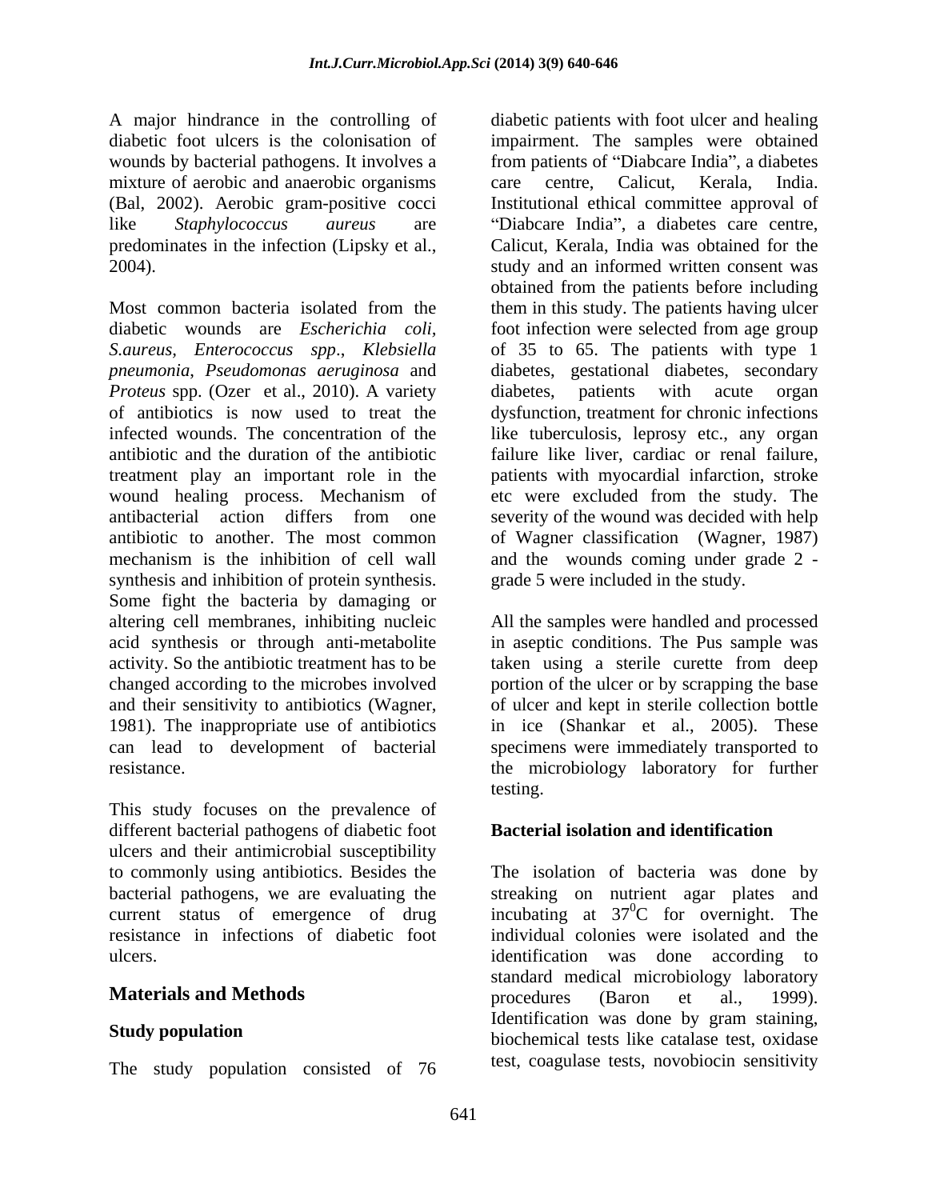A major hindrance in the controlling of diabetic foot ulcers is the colonisation of wounds by bacterial pathogens. It involves a mixture of aerobic and anaerobic organisms (Bal, 2002). Aerobic gram-positive cocci like *Staphylococcus aureus* are predominates in the infection (Lipsky et al., 2004).

Most common bacteria isolated from the diabetic wounds are *Escherichia coli, S.aureus, Enterococcus spp*., *Klebsiella pneumonia*, *Pseudomonas aeruginosa* and *Proteus* spp. (Ozer et al., 2010). A variety of antibiotics is now used to treat the infected wounds. The concentration of the antibiotic and the duration of the antibiotic treatment play an important role in the wound healing process. Mechanism of antibacterial action differs from one antibiotic to another. The most common mechanism is the inhibition of cell wall synthesis and inhibition of protein synthesis. Some fight the bacteria by damaging or altering cell membranes, inhibiting nucleic acid synthesis or through anti-metabolite activity. So the antibiotic treatment has to be changed according to the microbes involved and their sensitivity to antibiotics (Wagner, 1981). The inappropriate use of antibiotics can lead to development of bacterial resistance.

This study focuses on the prevalence of different bacterial pathogens of diabetic foot ulcers and their antimicrobial susceptibility to commonly using antibiotics. Besides the bacterial pathogens, we are evaluating the current status of emergence of drug resistance in infections of diabetic foot ulcers.

## Materials and Methods

### Study population

The study population consisted of 76 diabetic patients with foot ulcer and healing impairment. The samples were obtained from patients of "Diabcare India", a diabetes care centre, Calicut, Kerala, India. Institutional ethical committee approval of "Diabcare India", a diabetes care centre, Calicut, Kerala, India was obtained for the study and an informed written consent was obtained from the patients before including them in this study. The patients having ulcer foot infection were selected from age group of 35 to 65. The patients with type 1 diabetes, gestational diabetes, secondary diabetes, patients with acute organ dysfunction, treatment for chronic infections like tuberculosis, leprosy etc., any organ failure like liver, cardiac or renal failure, patients with myocardial infarction, stroke etc were excluded from the study. The severity of the wound was decided with help of Wagner classification (Wagner, 1987) and the wounds coming under grade 2 - grade 5 were included in the study.

All the samples were handled and processed in aseptic conditions. The Pus sample was taken using a sterile curette from deep portion of the ulcer or by scrapping the base of ulcer and kept in sterile collection bottle in ice (Shankar et al., 2005). These specimens were immediately transported to the microbiology laboratory for further testing.

### Bacterial isolation and identification

The isolation of bacteria was done by streaking on nutrient agar plates and incubating at $37^0$C for overnight. The individual colonies were isolated and the identification was done according to standard medical microbiology laboratory procedures (Baron et al., 1999). Identification was done by gram staining, biochemical tests like catalase test, oxidase test, coagulase tests, novobiocin sensitivity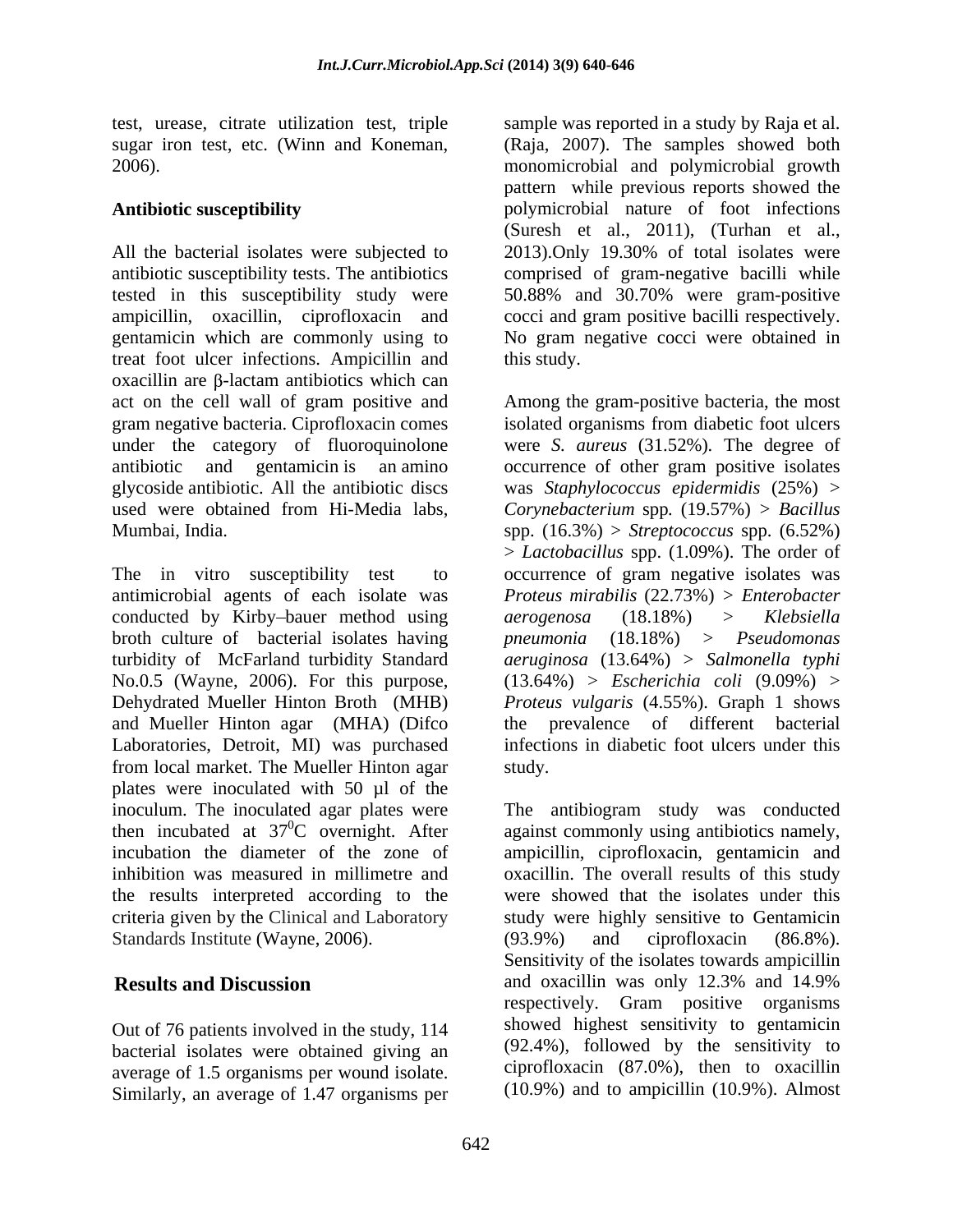test, urease, citrate utilization test, triple sugar iron test, etc. (Winn and Koneman, 2006).

## Antibiotic susceptibility

All the bacterial isolates were subjected to antibiotic susceptibility tests. The antibiotics tested in this susceptibility study were ampicillin, oxacillin, ciprofloxacin and gentamicin which are commonly using to treat foot ulcer infections. Ampicillin and oxacillin are β-lactam antibiotics which can act on the cell wall of gram positive and gram negative bacteria. Ciprofloxacin comes under the category of fluoroquinolone antibiotic and gentamicin is an amino glycoside antibiotic. All the antibiotic discs used were obtained from Hi-Media labs, Mumbai, India.

The in vitro susceptibility test to antimicrobial agents of each isolate was conducted by Kirby–bauer method using broth culture of bacterial isolates having turbidity of McFarland turbidity Standard No.0.5 (Wayne, 2006). For this purpose, Dehydrated Mueller Hinton Broth (MHB) and Mueller Hinton agar (MHA) (Difco Laboratories, Detroit, MI) was purchased from local market. The Mueller Hinton agar plates were inoculated with 50 µl of the inoculum. The inoculated agar plates were then incubated at $37^0$C overnight. After incubation the diameter of the zone of inhibition was measured in millimetre and the results interpreted according to the criteria given by the Clinical and Laboratory Standards Institute (Wayne, 2006).

## Results and Discussion

Out of 76 patients involved in the study, 114 bacterial isolates were obtained giving an average of 1.5 organisms per wound isolate. Similarly, an average of 1.47 organisms per sample was reported in a study by Raja et al. (Raja, 2007). The samples showed both monomicrobial and polymicrobial growth pattern while previous reports showed the polymicrobial nature of foot infections (Suresh et al., 2011), (Turhan et al., 2013).Only 19.30% of total isolates were comprised of gram-negative bacilli while 50.88% and 30.70% were gram-positive cocci and gram positive bacilli respectively. No gram negative cocci were obtained in this study.

Among the gram-positive bacteria, the most isolated organisms from diabetic foot ulcers were *S. aureus* (31.52%). The degree of occurrence of other gram positive isolates was *Staphylococcus epidermidis* (25%) > *Corynebacterium* spp. (19.57%) > *Bacillus* spp. (16.3%) > *Streptococcus* spp. (6.52%) > *Lactobacillus* spp. (1.09%). The order of occurrence of gram negative isolates was *Proteus mirabilis* (22.73%) > *Enterobacter aerogenosa* (18.18%) > *Klebsiella pneumonia* (18.18%) > *Pseudomonas aeruginosa* (13.64%) > *Salmonella typhi* (13.64%) > *Escherichia coli* (9.09%) > *Proteus vulgaris* (4.55%). Graph 1 shows the prevalence of different bacterial infections in diabetic foot ulcers under this study.

The antibiogram study was conducted against commonly using antibiotics namely, ampicillin, ciprofloxacin, gentamicin and oxacillin. The overall results of this study were showed that the isolates under this study were highly sensitive to Gentamicin (93.9%) and ciprofloxacin (86.8%). Sensitivity of the isolates towards ampicillin and oxacillin was only 12.3% and 14.9% respectively. Gram positive organisms showed highest sensitivity to gentamicin (92.4%), followed by the sensitivity to ciprofloxacin (87.0%), then to oxacillin (10.9%) and to ampicillin (10.9%). Almost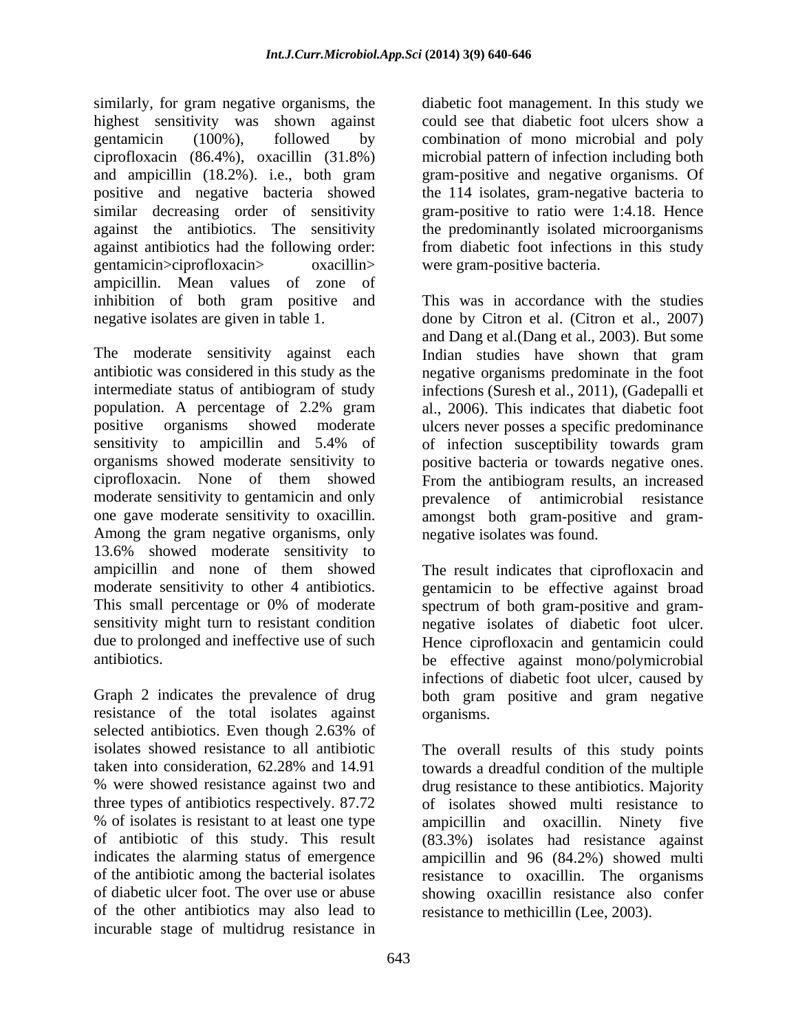similarly, for gram negative organisms, the highest sensitivity was shown against gentamicin (100%), followed by ciprofloxacin (86.4%), oxacillin (31.8%) and ampicillin (18.2%). i.e., both gram positive and negative bacteria showed similar decreasing order of sensitivity against the antibiotics. The sensitivity against antibiotics had the following order: gentamicin>ciprofloxacin> oxacillin> ampicillin. Mean values of zone of inhibition of both gram positive and negative isolates are given in table 1.

The moderate sensitivity against each antibiotic was considered in this study as the intermediate status of antibiogram of study population. A percentage of 2.2% gram positive organisms showed moderate sensitivity to ampicillin and 5.4% of organisms showed moderate sensitivity to ciprofloxacin. None of them showed moderate sensitivity to gentamicin and only one gave moderate sensitivity to oxacillin. Among the gram negative organisms, only 13.6% showed moderate sensitivity to ampicillin and none of them showed moderate sensitivity to other 4 antibiotics. This small percentage or 0% of moderate sensitivity might turn to resistant condition due to prolonged and ineffective use of such antibiotics.

Graph 2 indicates the prevalence of drug resistance of the total isolates against selected antibiotics. Even though 2.63% of isolates showed resistance to all antibiotic taken into consideration, 62.28% and 14.91 % were showed resistance against two and three types of antibiotics respectively. 87.72 % of isolates is resistant to at least one type of antibiotic of this study. This result indicates the alarming status of emergence of the antibiotic among the bacterial isolates of diabetic ulcer foot. The over use or abuse of the other antibiotics may also lead to incurable stage of multidrug resistance in diabetic foot management. In this study we could see that diabetic foot ulcers show a combination of mono microbial and poly microbial pattern of infection including both gram-positive and negative organisms. Of the 114 isolates, gram-negative bacteria to gram-positive to ratio were 1:4.18. Hence the predominantly isolated microorganisms from diabetic foot infections in this study were gram-positive bacteria.

This was in accordance with the studies done by Citron et al. (Citron et al., 2007) and Dang et al.(Dang et al., 2003). But some Indian studies have shown that gram negative organisms predominate in the foot infections (Suresh et al., 2011), (Gadepalli et al., 2006). This indicates that diabetic foot ulcers never posses a specific predominance of infection susceptibility towards gram positive bacteria or towards negative ones. From the antibiogram results, an increased prevalence of antimicrobial resistance amongst both gram-positive and gram-negative isolates was found.

The result indicates that ciprofloxacin and gentamicin to be effective against broad spectrum of both gram-positive and gram-negative isolates of diabetic foot ulcer. Hence ciprofloxacin and gentamicin could be effective against mono/polymicrobial infections of diabetic foot ulcer, caused by both gram positive and gram negative organisms.

The overall results of this study points towards a dreadful condition of the multiple drug resistance to these antibiotics. Majority of isolates showed multi resistance to ampicillin and oxacillin. Ninety five (83.3%) isolates had resistance against ampicillin and 96 (84.2%) showed multi resistance to oxacillin. The organisms showing oxacillin resistance also confer resistance to methicillin (Lee, 2003).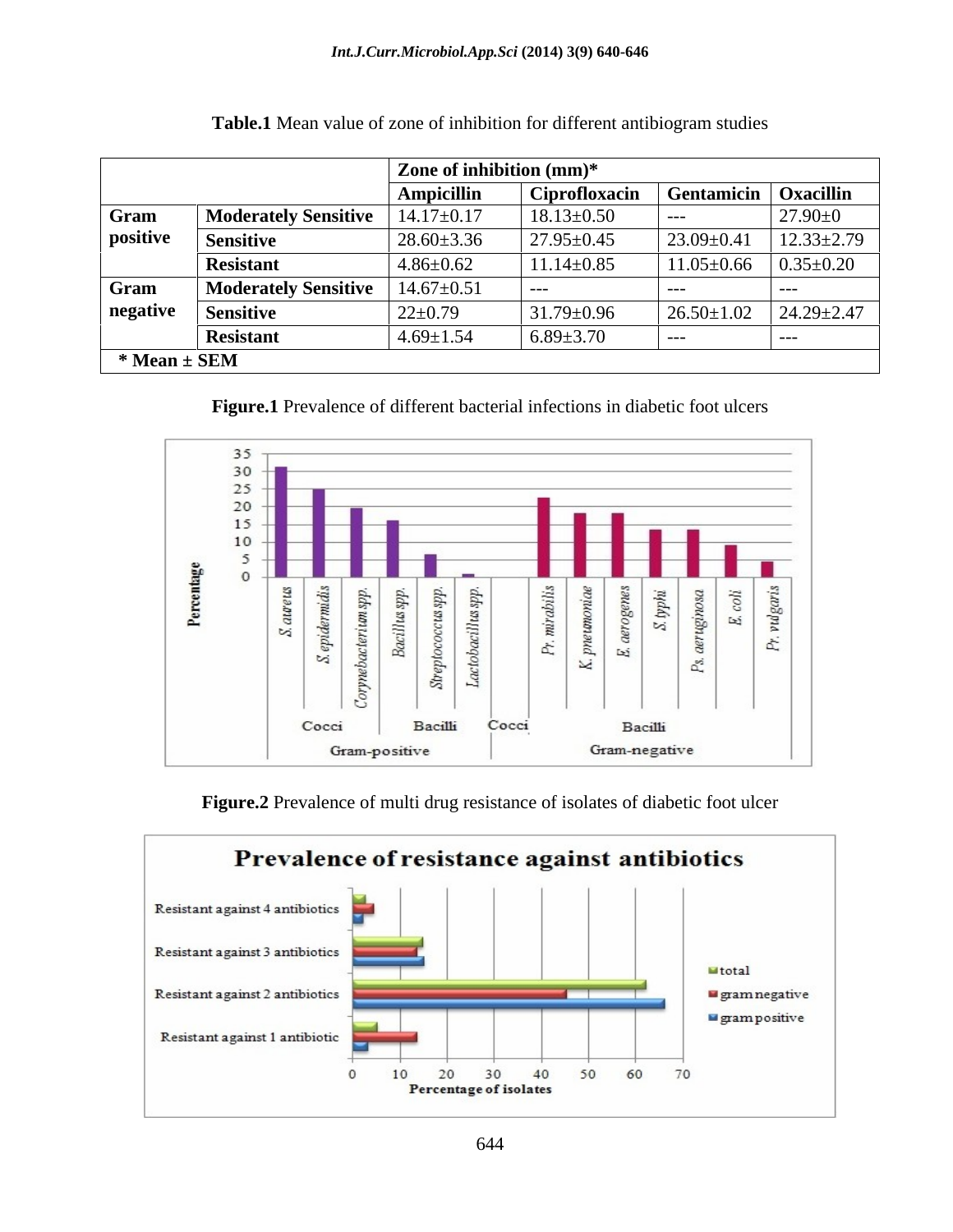**Table.1** Mean value of zone of inhibition for different antibiogram studies

| | | Zone of inhibition (mm)* | | | |
|---|---|---|---|---|---|
| | | **Ampicillin** | **Ciprofloxacin** | **Gentamicin** | **Oxacillin** |
| **Gram positive** | **Moderately Sensitive** | 14.17±0.17 | 18.13±0.50 | --- | 27.90±0 |
| | **Sensitive** | 28.60±3.36 | 27.95±0.45 | 23.09±0.41 | 12.33±2.79 |
| | **Resistant** | 4.86±0.62 | 11.14±0.85 | 11.05±0.66 | 0.35±0.20 |
| **Gram negative** | **Moderately Sensitive** | 14.67±0.51 | --- | --- | --- |
| | **Sensitive** | 22±0.79 | 31.79±0.96 | 26.50±1.02 | 24.29±2.47 |
| | **Resistant** | 4.69±1.54 | 6.89±3.70 | --- | --- |

**\* Mean ± SEM**

**Figure.1** Prevalence of different bacterial infections in diabetic foot ulcers

**Figure.2** Prevalence of multi drug resistance of isolates of diabetic foot ulcer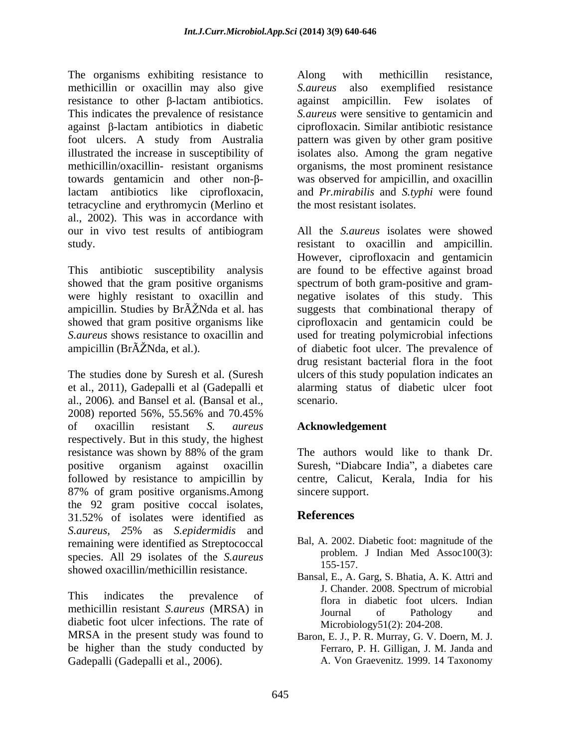The organisms exhibiting resistance to methicillin or oxacillin may also give resistance to other β-lactam antibiotics. This indicates the prevalence of resistance against β-lactam antibiotics in diabetic foot ulcers. A study from Australia illustrated the increase in susceptibility of methicillin/oxacillin- resistant organisms towards gentamicin and other non-β-lactam antibiotics like ciprofloxacin, tetracycline and erythromycin (Merlino et al., 2002). This was in accordance with our in vivo test results of antibiogram study.

This antibiotic susceptibility analysis showed that the gram positive organisms were highly resistant to oxacillin and ampicillin. Studies by BrÃŽNda et al. has showed that gram positive organisms like *S.aureus* shows resistance to oxacillin and ampicillin (BrÃŽNda, et al.).

The studies done by Suresh et al. (Suresh et al., 2011), Gadepalli et al (Gadepalli et al., 2006). and Bansel et al. (Bansal et al., 2008) reported 56%, 55.56% and 70.45% of oxacillin resistant *S. aureus* respectively. But in this study, the highest resistance was shown by 88% of the gram positive organism against oxacillin followed by resistance to ampicillin by 87% of gram positive organisms.Among the 92 gram positive coccal isolates, 31.52% of isolates were identified as *S.aureus*, 25% as *S.epidermidis* and remaining were identified as Streptococcal species. All 29 isolates of the *S.aureus* showed oxacillin/methicillin resistance.

This indicates the prevalence of methicillin resistant *S.aureus* (MRSA) in diabetic foot ulcer infections. The rate of MRSA in the present study was found to be higher than the study conducted by Gadepalli (Gadepalli et al., 2006).

Along with methicillin resistance, *S.aureus* also exemplified resistance against ampicillin. Few isolates of *S.aureus* were sensitive to gentamicin and ciprofloxacin. Similar antibiotic resistance pattern was given by other gram positive isolates also. Among the gram negative organisms, the most prominent resistance was observed for ampicillin, and oxacillin and *Pr.mirabilis* and *S.typhi* were found the most resistant isolates.

All the *S.aureus* isolates were showed resistant to oxacillin and ampicillin. However, ciprofloxacin and gentamicin are found to be effective against broad spectrum of both gram-positive and gram-negative isolates of this study. This suggests that combinational therapy of ciprofloxacin and gentamicin could be used for treating polymicrobial infections of diabetic foot ulcer. The prevalence of drug resistant bacterial flora in the foot ulcers of this study population indicates an alarming status of diabetic ulcer foot scenario.

## Acknowledgement

The authors would like to thank Dr. Suresh, "Diabcare India", a diabetes care centre, Calicut, Kerala, India for his sincere support.

## References

Bal, A. 2002. Diabetic foot: magnitude of the problem. J Indian Med Assoc100(3): 155-157.

Bansal, E., A. Garg, S. Bhatia, A. K. Attri and J. Chander. 2008. Spectrum of microbial flora in diabetic foot ulcers. Indian Journal of Pathology and Microbiology51(2): 204-208.

Baron, E. J., P. R. Murray, G. V. Doern, M. J. Ferraro, P. H. Gilligan, J. M. Janda and A. Von Graevenitz. 1999. 14 Taxonomy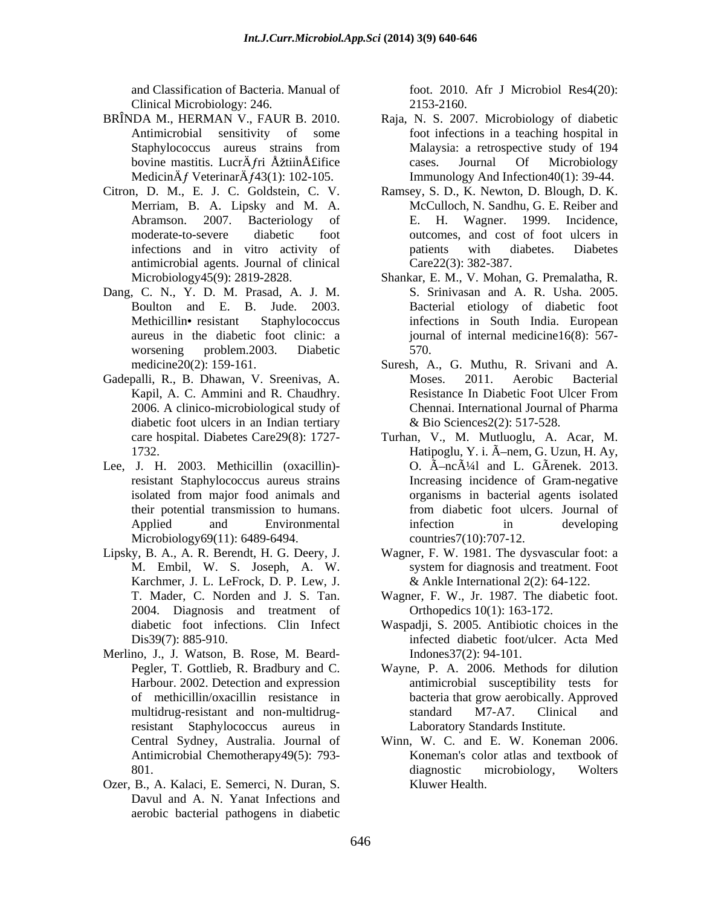and Classification of Bacteria. Manual of Clinical Microbiology: 246.

BRÎNDA M., HERMAN V., FAUR B. 2010. Antimicrobial sensitivity of some Staphylococcus aureus strains from bovine mastitis. LucrÄƒri ÅžtiinÅ£ifice MedicinÄƒ VeterinarÄƒ43(1): 102-105.

Citron, D. M., E. J. C. Goldstein, C. V. Merriam, B. A. Lipsky and M. A. Abramson. 2007. Bacteriology of moderate-to-severe diabetic foot infections and in vitro activity of antimicrobial agents. Journal of clinical Microbiology45(9): 2819-2828.

Dang, C. N., Y. D. M. Prasad, A. J. M. Boulton and E. B. Jude. 2003. Methicillin• resistant Staphylococcus aureus in the diabetic foot clinic: a worsening problem.2003. Diabetic medicine20(2): 159-161.

Gadepalli, R., B. Dhawan, V. Sreenivas, A. Kapil, A. C. Ammini and R. Chaudhry. 2006. A clinico-microbiological study of diabetic foot ulcers in an Indian tertiary care hospital. Diabetes Care29(8): 1727-1732.

Lee, J. H. 2003. Methicillin (oxacillin)-resistant Staphylococcus aureus strains isolated from major food animals and their potential transmission to humans. Applied and Environmental Microbiology69(11): 6489-6494.

Lipsky, B. A., A. R. Berendt, H. G. Deery, J. M. Embil, W. S. Joseph, A. W. Karchmer, J. L. LeFrock, D. P. Lew, J. T. Mader, C. Norden and J. S. Tan. 2004. Diagnosis and treatment of diabetic foot infections. Clin Infect Dis39(7): 885-910.

Merlino, J., J. Watson, B. Rose, M. Beard-Pegler, T. Gottlieb, R. Bradbury and C. Harbour. 2002. Detection and expression of methicillin/oxacillin resistance in multidrug-resistant and non-multidrug-resistant Staphylococcus aureus in Central Sydney, Australia. Journal of Antimicrobial Chemotherapy49(5): 793-801.

Ozer, B., A. Kalaci, E. Semerci, N. Duran, S. Davul and A. N. Yanat Infections and aerobic bacterial pathogens in diabetic foot. 2010. Afr J Microbiol Res4(20): 2153-2160.

Raja, N. S. 2007. Microbiology of diabetic foot infections in a teaching hospital in Malaysia: a retrospective study of 194 cases. Journal Of Microbiology Immunology And Infection40(1): 39-44.

Ramsey, S. D., K. Newton, D. Blough, D. K. McCulloch, N. Sandhu, G. E. Reiber and E. H. Wagner. 1999. Incidence, outcomes, and cost of foot ulcers in patients with diabetes. Diabetes Care22(3): 382-387.

Shankar, E. M., V. Mohan, G. Premalatha, R. S. Srinivasan and A. R. Usha. 2005. Bacterial etiology of diabetic foot infections in South India. European journal of internal medicine16(8): 567-570.

Suresh, A., G. Muthu, R. Srivani and A. Moses. 2011. Aerobic Bacterial Resistance In Diabetic Foot Ulcer From Chennai. International Journal of Pharma & Bio Sciences2(2): 517-528.

Turhan, V., M. Mutluoglu, A. Acar, M. Hatipoglu, Y. i. Ã–nem, G. Uzun, H. Ay, O. Ã–ncÃ¼l and L. GÃrenek. 2013. Increasing incidence of Gram-negative organisms in bacterial agents isolated from diabetic foot ulcers. Journal of infection in developing countries7(10):707-12.

Wagner, F. W. 1981. The dysvascular foot: a system for diagnosis and treatment. Foot & Ankle International 2(2): 64-122.

Wagner, F. W., Jr. 1987. The diabetic foot. Orthopedics 10(1): 163-172.

Waspadji, S. 2005. Antibiotic choices in the infected diabetic foot/ulcer. Acta Med Indones37(2): 94-101.

Wayne, P. A. 2006. Methods for dilution antimicrobial susceptibility tests for bacteria that grow aerobically. Approved standard M7-A7. Clinical and Laboratory Standards Institute.

Winn, W. C. and E. W. Koneman 2006. Koneman's color atlas and textbook of diagnostic microbiology, Wolters Kluwer Health.